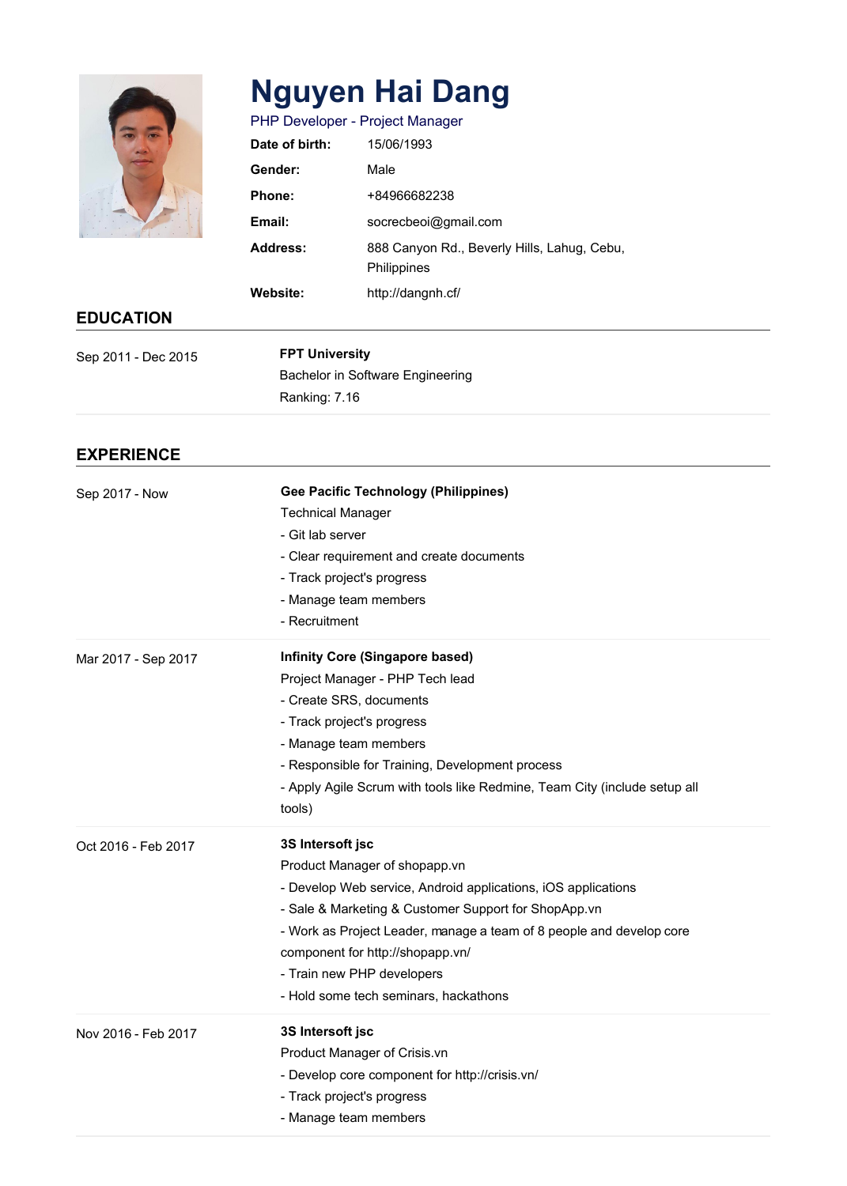# Nguyen Hai Dang

PHP Developer - Project Manager

| | |
|---|---|
| **Date of birth:** | 15/06/1993 |
| **Gender:** | Male |
| **Phone:** | +84966682238 |
| **Email:** | socrecbeoi@gmail.com |
| **Address:** | 888 Canyon Rd., Beverly Hills, Lahug, Cebu, Philippines |
| **Website:** | http://dangnh.cf/ |

## EDUCATION

**Sep 2011 - Dec 2015**

**FPT University**
Bachelor in Software Engineering
Ranking: 7.16

## EXPERIENCE

**Sep 2017 - Now**

**Gee Pacific Technology (Philippines)**
Technical Manager
- Git lab server
- Clear requirement and create documents
- Track project's progress
- Manage team members
- Recruitment

**Mar 2017 - Sep 2017**

**Infinity Core (Singapore based)**
Project Manager - PHP Tech lead
- Create SRS, documents
- Track project's progress
- Manage team members
- Responsible for Training, Development process
- Apply Agile Scrum with tools like Redmine, Team City (include setup all tools)

**Oct 2016 - Feb 2017**

**3S Intersoft jsc**
Product Manager of shopapp.vn
- Develop Web service, Android applications, iOS applications
- Sale & Marketing & Customer Support for ShopApp.vn
- Work as Project Leader, manage a team of 8 people and develop core component for http://shopapp.vn/
- Train new PHP developers
- Hold some tech seminars, hackathons

**Nov 2016 - Feb 2017**

**3S Intersoft jsc**
Product Manager of Crisis.vn
- Develop core component for http://crisis.vn/
- Track project's progress
- Manage team members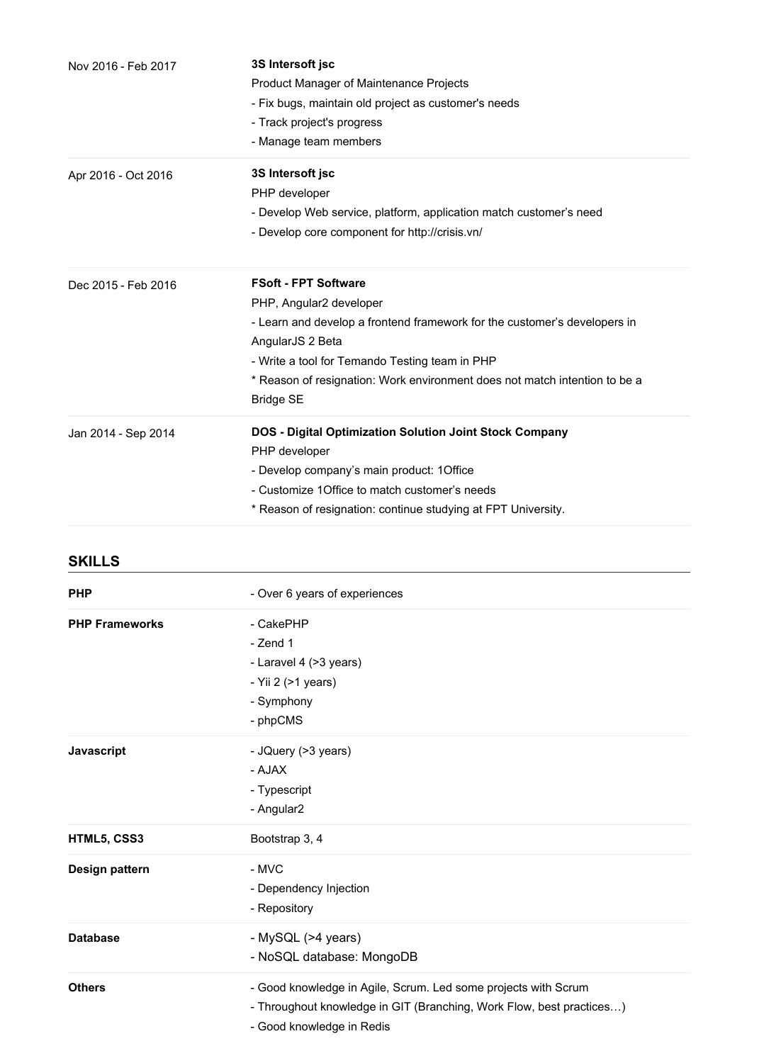| | |
|---|---|
| Nov 2016 - Feb 2017 | **3S Intersoft jsc**<br>Product Manager of Maintenance Projects<br>- Fix bugs, maintain old project as customer's needs<br>- Track project's progress<br>- Manage team members |
| Apr 2016 - Oct 2016 | **3S Intersoft jsc**<br>PHP developer<br>- Develop Web service, platform, application match customer's need<br>- Develop core component for http://crisis.vn/ |
| Dec 2015 - Feb 2016 | **FSoft - FPT Software**<br>PHP, Angular2 developer<br>- Learn and develop a frontend framework for the customer's developers in AngularJS 2 Beta<br>- Write a tool for Temando Testing team in PHP<br>* Reason of resignation: Work environment does not match intention to be a Bridge SE |
| Jan 2014 - Sep 2014 | **DOS - Digital Optimization Solution Joint Stock Company**<br>PHP developer<br>- Develop company's main product: 1Office<br>- Customize 1Office to match customer's needs<br>* Reason of resignation: continue studying at FPT University. |

## SKILLS

| | |
|---|---|
| **PHP** | - Over 6 years of experiences |
| **PHP Frameworks** | - CakePHP<br>- Zend 1<br>- Laravel 4 (>3 years)<br>- Yii 2 (>1 years)<br>- Symphony<br>- phpCMS |
| **Javascript** | - JQuery (>3 years)<br>- AJAX<br>- Typescript<br>- Angular2 |
| **HTML5, CSS3** | Bootstrap 3, 4 |
| **Design pattern** | - MVC<br>- Dependency Injection<br>- Repository |
| **Database** | - MySQL (>4 years)<br>- NoSQL database: MongoDB |
| **Others** | - Good knowledge in Agile, Scrum. Led some projects with Scrum<br>- Throughout knowledge in GIT (Branching, Work Flow, best practices…)<br>- Good knowledge in Redis |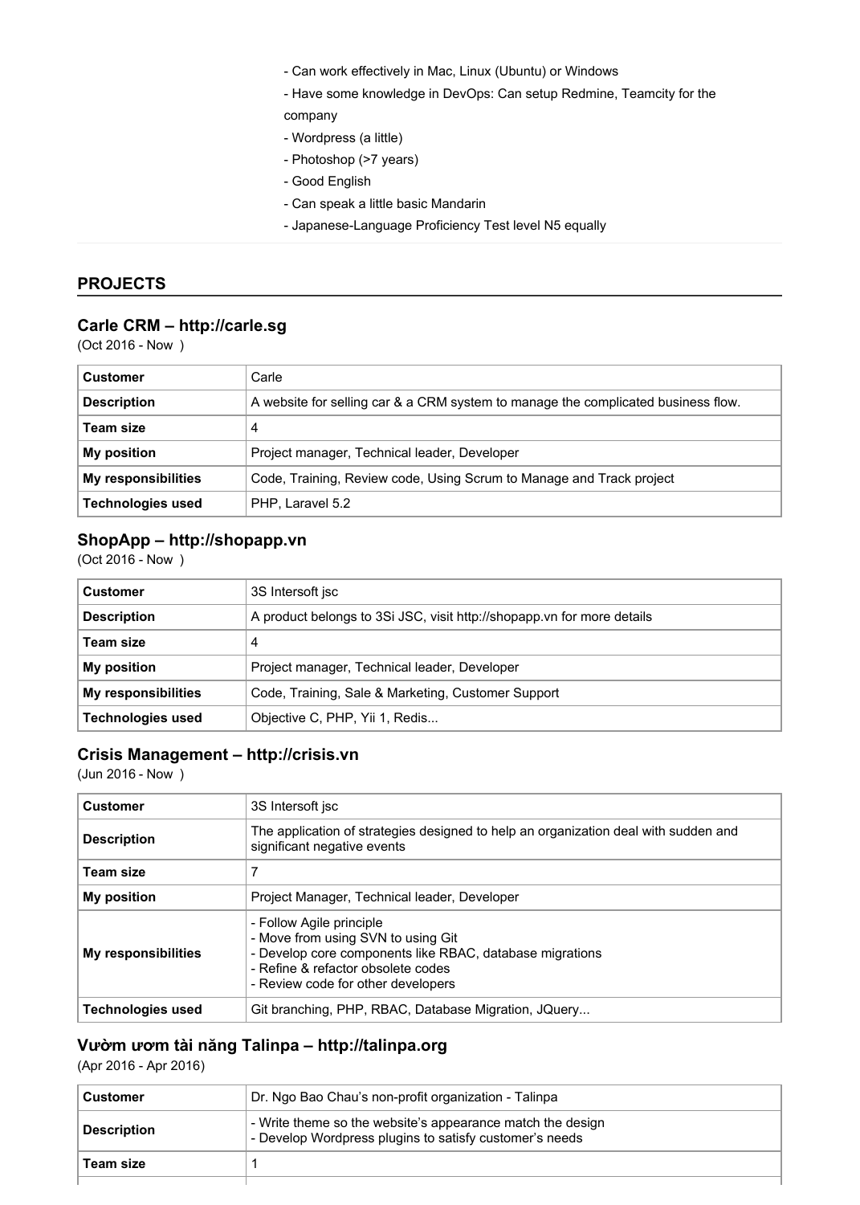- Can work effectively in Mac, Linux (Ubuntu) or Windows
- Have some knowledge in DevOps: Can setup Redmine, Teamcity for the company
- Wordpress (a little)
- Photoshop (>7 years)
- Good English
- Can speak a little basic Mandarin
- Japanese-Language Proficiency Test level N5 equally

## PROJECTS

### Carle CRM – http://carle.sg

(Oct 2016 - Now )

| **Customer** | Carle |
|---|---|
| **Description** | A website for selling car & a CRM system to manage the complicated business flow. |
| **Team size** | 4 |
| **My position** | Project manager, Technical leader, Developer |
| **My responsibilities** | Code, Training, Review code, Using Scrum to Manage and Track project |
| **Technologies used** | PHP, Laravel 5.2 |

### ShopApp – http://shopapp.vn

(Oct 2016 - Now )

| **Customer** | 3S Intersoft jsc |
|---|---|
| **Description** | A product belongs to 3Si JSC, visit http://shopapp.vn for more details |
| **Team size** | 4 |
| **My position** | Project manager, Technical leader, Developer |
| **My responsibilities** | Code, Training, Sale & Marketing, Customer Support |
| **Technologies used** | Objective C, PHP, Yii 1, Redis... |

### Crisis Management – http://crisis.vn

(Jun 2016 - Now )

| **Customer** | 3S Intersoft jsc |
|---|---|
| **Description** | The application of strategies designed to help an organization deal with sudden and significant negative events |
| **Team size** | 7 |
| **My position** | Project Manager, Technical leader, Developer |
| **My responsibilities** | - Follow Agile principle<br>- Move from using SVN to using Git<br>- Develop core components like RBAC, database migrations<br>- Refine & refactor obsolete codes<br>- Review code for other developers |
| **Technologies used** | Git branching, PHP, RBAC, Database Migration, JQuery... |

### Vườm ươm tài năng Talinpa – http://talinpa.org

(Apr 2016 - Apr 2016)

| **Customer** | Dr. Ngo Bao Chau's non-profit organization - Talinpa |
|---|---|
| **Description** | - Write theme so the website's appearance match the design<br>- Develop Wordpress plugins to satisfy customer's needs |
| **Team size** | 1 |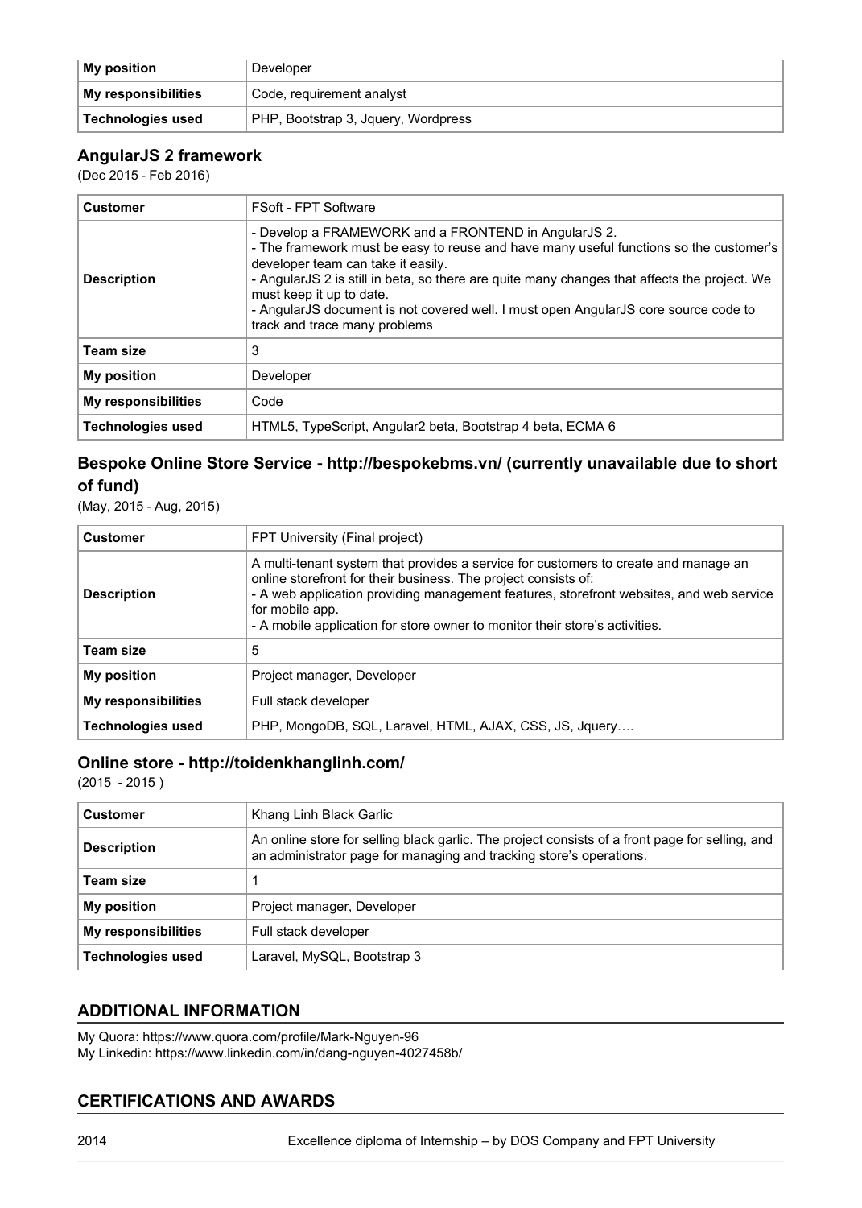| My position | Developer |
| --- | --- |
| My responsibilities | Code, requirement analyst |
| Technologies used | PHP, Bootstrap 3, Jquery, Wordpress |

### AngularJS 2 framework

(Dec 2015 - Feb 2016)

| Customer | FSoft - FPT Software |
| --- | --- |
| Description | - Develop a FRAMEWORK and a FRONTEND in AngularJS 2.<br>- The framework must be easy to reuse and have many useful functions so the customer's developer team can take it easily.<br>- AngularJS 2 is still in beta, so there are quite many changes that affects the project. We must keep it up to date.<br>- AngularJS document is not covered well. I must open AngularJS core source code to track and trace many problems |
| Team size | 3 |
| My position | Developer |
| My responsibilities | Code |
| Technologies used | HTML5, TypeScript, Angular2 beta, Bootstrap 4 beta, ECMA 6 |

### Bespoke Online Store Service - http://bespokebms.vn/ (currently unavailable due to short of fund)

(May, 2015 - Aug, 2015)

| Customer | FPT University (Final project) |
| --- | --- |
| Description | A multi-tenant system that provides a service for customers to create and manage an online storefront for their business. The project consists of:<br>- A web application providing management features, storefront websites, and web service for mobile app.<br>- A mobile application for store owner to monitor their store's activities. |
| Team size | 5 |
| My position | Project manager, Developer |
| My responsibilities | Full stack developer |
| Technologies used | PHP, MongoDB, SQL, Laravel, HTML, AJAX, CSS, JS, Jquery…. |

### Online store - http://toidenkhanglinh.com/

(2015 - 2015 )

| Customer | Khang Linh Black Garlic |
| --- | --- |
| Description | An online store for selling black garlic. The project consists of a front page for selling, and an administrator page for managing and tracking store's operations. |
| Team size | 1 |
| My position | Project manager, Developer |
| My responsibilities | Full stack developer |
| Technologies used | Laravel, MySQL, Bootstrap 3 |

## ADDITIONAL INFORMATION

My Quora: https://www.quora.com/profile/Mark-Nguyen-96
My Linkedin: https://www.linkedin.com/in/dang-nguyen-4027458b/

## CERTIFICATIONS AND AWARDS

| 2014 | Excellence diploma of Internship – by DOS Company and FPT University |
| --- | --- |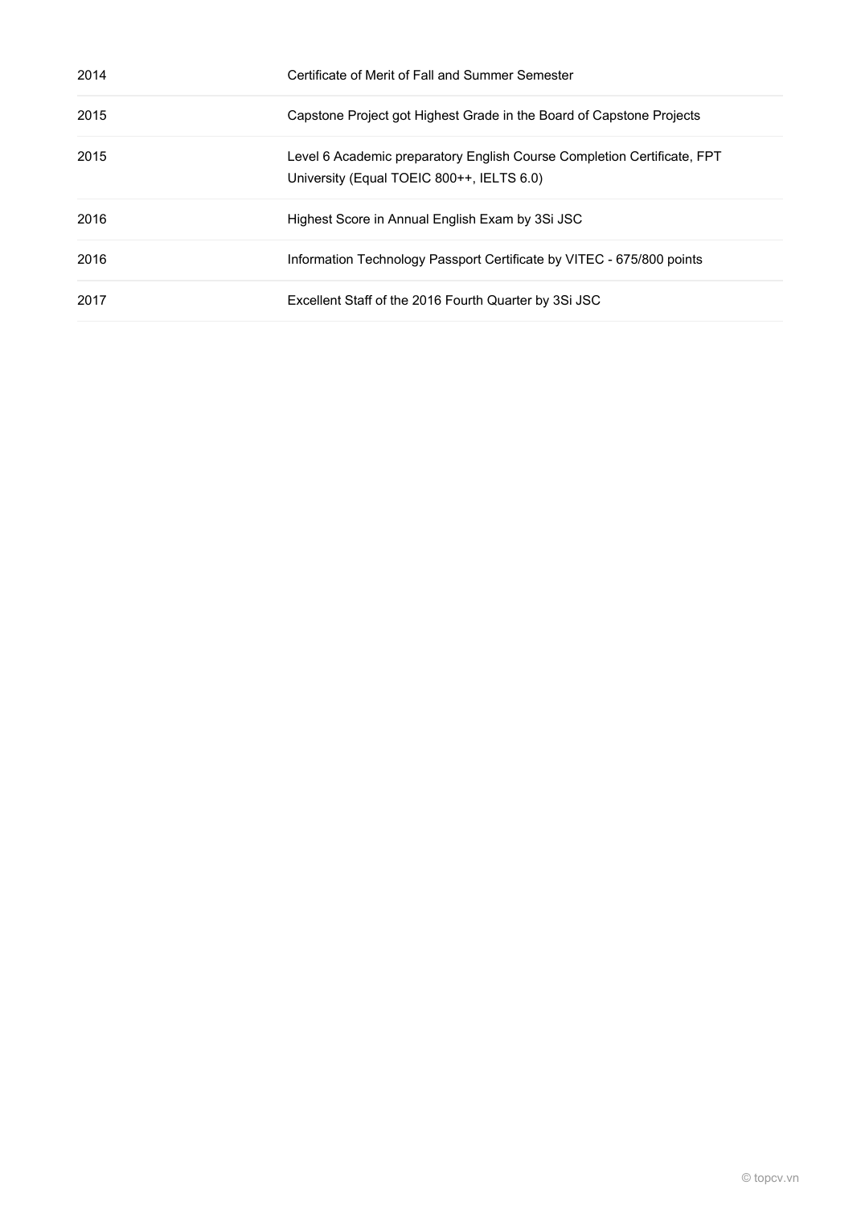| | |
|---|---|
| 2014 | Certificate of Merit of Fall and Summer Semester |
| 2015 | Capstone Project got Highest Grade in the Board of Capstone Projects |
| 2015 | Level 6 Academic preparatory English Course Completion Certificate, FPT University (Equal TOEIC 800++, IELTS 6.0) |
| 2016 | Highest Score in Annual English Exam by 3Si JSC |
| 2016 | Information Technology Passport Certificate by VITEC - 675/800 points |
| 2017 | Excellent Staff of the 2016 Fourth Quarter by 3Si JSC |